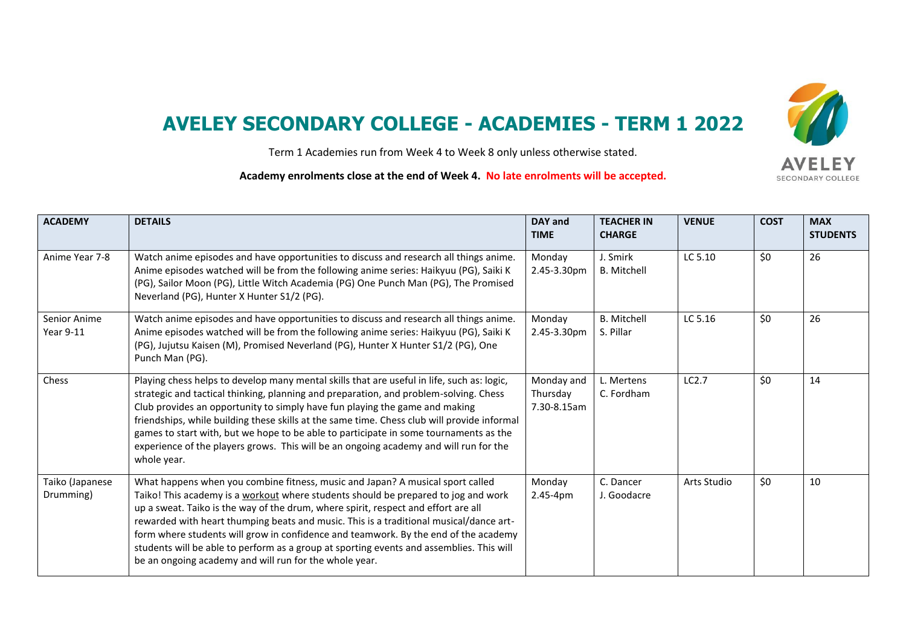# AVELEY SECONDARY COLLEGE - ACADEMIES - TERM 1 2022

Term 1 Academies run from Week 4 to Week 8 only unless otherwise stated.

**Academy enrolments close at the end of Week 4. No late enrolments will be accepted.**

| ACADEMY | DETAILS | DAY and TIME | TEACHER IN CHARGE | VENUE | COST | MAX STUDENTS |
|---|---|---|---|---|---|---|
| Anime Year 7-8 | Watch anime episodes and have opportunities to discuss and research all things anime. Anime episodes watched will be from the following anime series: Haikyuu (PG), Saiki K (PG), Sailor Moon (PG), Little Witch Academia (PG) One Punch Man (PG), The Promised Neverland (PG), Hunter X Hunter S1/2 (PG). | Monday 2.45-3.30pm | J. Smirk<br>B. Mitchell | LC 5.10 | $0 | 26 |
| Senior Anime Year 9-11 | Watch anime episodes and have opportunities to discuss and research all things anime. Anime episodes watched will be from the following anime series: Haikyuu (PG), Saiki K (PG), Jujutsu Kaisen (M), Promised Neverland (PG), Hunter X Hunter S1/2 (PG), One Punch Man (PG). | Monday 2.45-3.30pm | B. Mitchell<br>S. Pillar | LC 5.16 | $0 | 26 |
| Chess | Playing chess helps to develop many mental skills that are useful in life, such as: logic, strategic and tactical thinking, planning and preparation, and problem-solving. Chess Club provides an opportunity to simply have fun playing the game and making friendships, while building these skills at the same time. Chess club will provide informal games to start with, but we hope to be able to participate in some tournaments as the experience of the players grows. This will be an ongoing academy and will run for the whole year. | Monday and Thursday 7.30-8.15am | L. Mertens<br>C. Fordham | LC2.7 | $0 | 14 |
| Taiko (Japanese Drumming) | What happens when you combine fitness, music and Japan? A musical sport called Taiko! This academy is a workout where students should be prepared to jog and work up a sweat. Taiko is the way of the drum, where spirit, respect and effort are all rewarded with heart thumping beats and music. This is a traditional musical/dance art-form where students will grow in confidence and teamwork. By the end of the academy students will be able to perform as a group at sporting events and assemblies. This will be an ongoing academy and will run for the whole year. | Monday 2.45-4pm | C. Dancer<br>J. Goodacre | Arts Studio | $0 | 10 |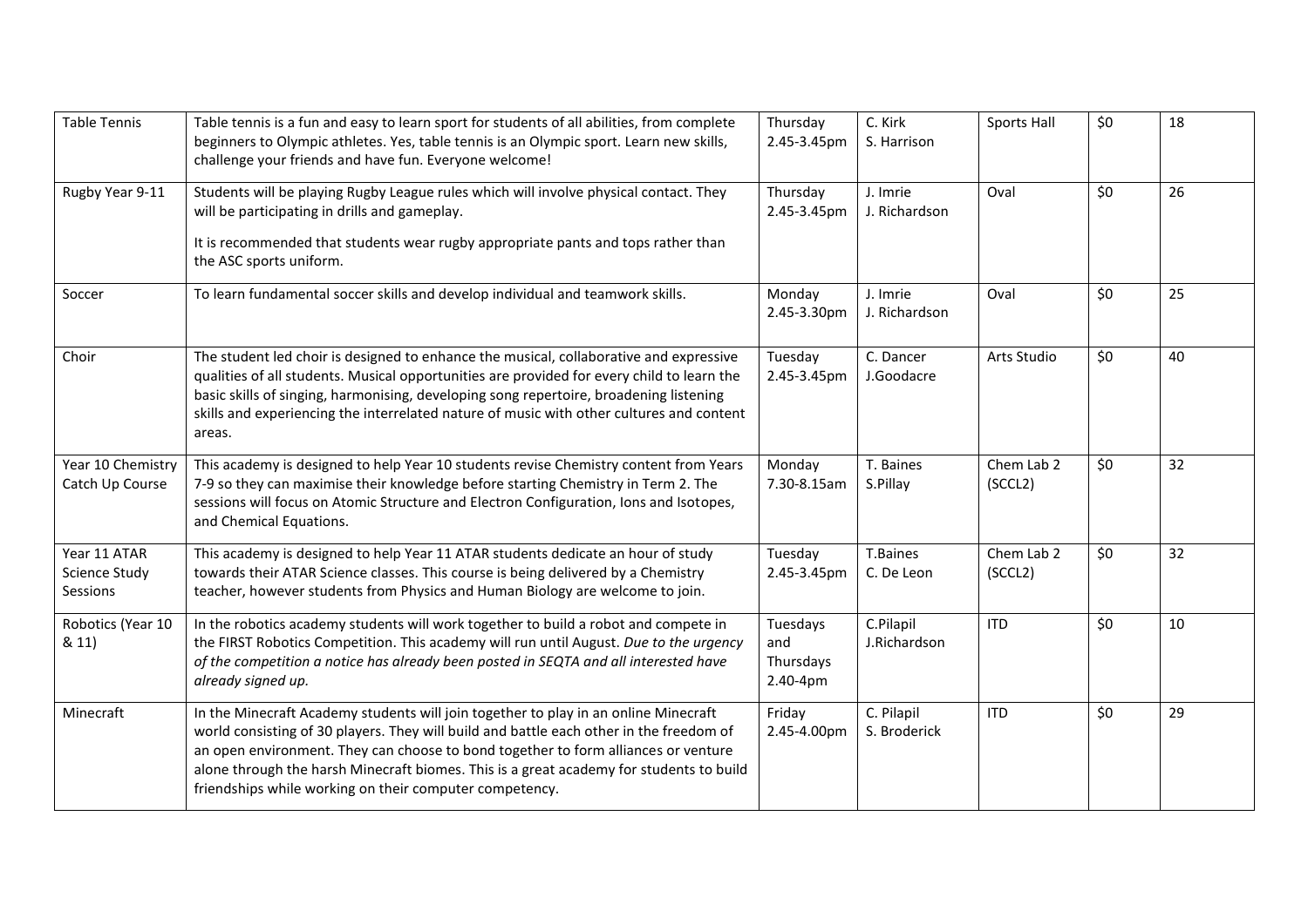| | | | | | | |
|---|---|---|---|---|---|---|
| Table Tennis | Table tennis is a fun and easy to learn sport for students of all abilities, from complete beginners to Olympic athletes. Yes, table tennis is an Olympic sport. Learn new skills, challenge your friends and have fun. Everyone welcome! | Thursday 2.45-3.45pm | C. Kirk S. Harrison | Sports Hall | $0 | 18 |
| Rugby Year 9-11 | Students will be playing Rugby League rules which will involve physical contact. They will be participating in drills and gameplay.<br><br>It is recommended that students wear rugby appropriate pants and tops rather than the ASC sports uniform. | Thursday 2.45-3.45pm | J. Imrie J. Richardson | Oval | $0 | 26 |
| Soccer | To learn fundamental soccer skills and develop individual and teamwork skills. | Monday 2.45-3.30pm | J. Imrie J. Richardson | Oval | $0 | 25 |
| Choir | The student led choir is designed to enhance the musical, collaborative and expressive qualities of all students. Musical opportunities are provided for every child to learn the basic skills of singing, harmonising, developing song repertoire, broadening listening skills and experiencing the interrelated nature of music with other cultures and content areas. | Tuesday 2.45-3.45pm | C. Dancer J.Goodacre | Arts Studio | $0 | 40 |
| Year 10 Chemistry Catch Up Course | This academy is designed to help Year 10 students revise Chemistry content from Years 7-9 so they can maximise their knowledge before starting Chemistry in Term 2. The sessions will focus on Atomic Structure and Electron Configuration, Ions and Isotopes, and Chemical Equations. | Monday 7.30-8.15am | T. Baines S.Pillay | Chem Lab 2 (SCCL2) | $0 | 32 |
| Year 11 ATAR Science Study Sessions | This academy is designed to help Year 11 ATAR students dedicate an hour of study towards their ATAR Science classes. This course is being delivered by a Chemistry teacher, however students from Physics and Human Biology are welcome to join. | Tuesday 2.45-3.45pm | T.Baines C. De Leon | Chem Lab 2 (SCCL2) | $0 | 32 |
| Robotics (Year 10 & 11) | In the robotics academy students will work together to build a robot and compete in the FIRST Robotics Competition. This academy will run until August. *Due to the urgency of the competition a notice has already been posted in SEQTA and all interested have already signed up.* | Tuesdays and Thursdays 2.40-4pm | C.Pilapil J.Richardson | ITD | $0 | 10 |
| Minecraft | In the Minecraft Academy students will join together to play in an online Minecraft world consisting of 30 players. They will build and battle each other in the freedom of an open environment. They can choose to bond together to form alliances or venture alone through the harsh Minecraft biomes. This is a great academy for students to build friendships while working on their computer competency. | Friday 2.45-4.00pm | C. Pilapil S. Broderick | ITD | $0 | 29 |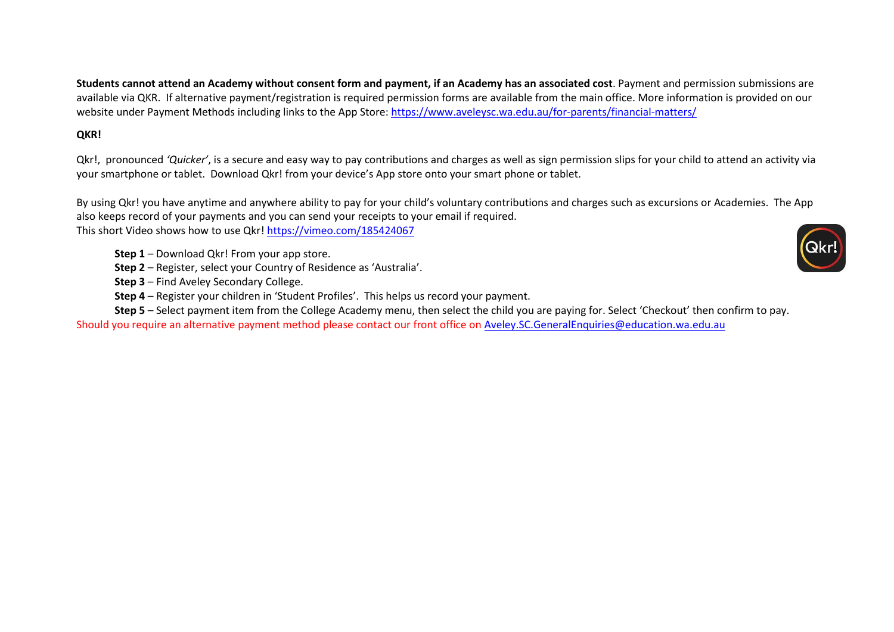**Students cannot attend an Academy without consent form and payment, if an Academy has an associated cost**. Payment and permission submissions are available via QKR. If alternative payment/registration is required permission forms are available from the main office. More information is provided on our website under Payment Methods including links to the App Store: https://www.aveleysc.wa.edu.au/for-parents/financial-matters/

**QKR!**

Qkr!, pronounced *'Quicker'*, is a secure and easy way to pay contributions and charges as well as sign permission slips for your child to attend an activity via your smartphone or tablet. Download Qkr! from your device's App store onto your smart phone or tablet.

By using Qkr! you have anytime and anywhere ability to pay for your child's voluntary contributions and charges such as excursions or Academies. The App also keeps record of your payments and you can send your receipts to your email if required.
This short Video shows how to use Qkr! https://vimeo.com/185424067

**Step 1** – Download Qkr! From your app store.
**Step 2** – Register, select your Country of Residence as 'Australia'.
**Step 3** – Find Aveley Secondary College.
**Step 4** – Register your children in 'Student Profiles'. This helps us record your payment.
**Step 5** – Select payment item from the College Academy menu, then select the child you are paying for. Select 'Checkout' then confirm to pay.

Should you require an alternative payment method please contact our front office on Aveley.SC.GeneralEnquiries@education.wa.edu.au